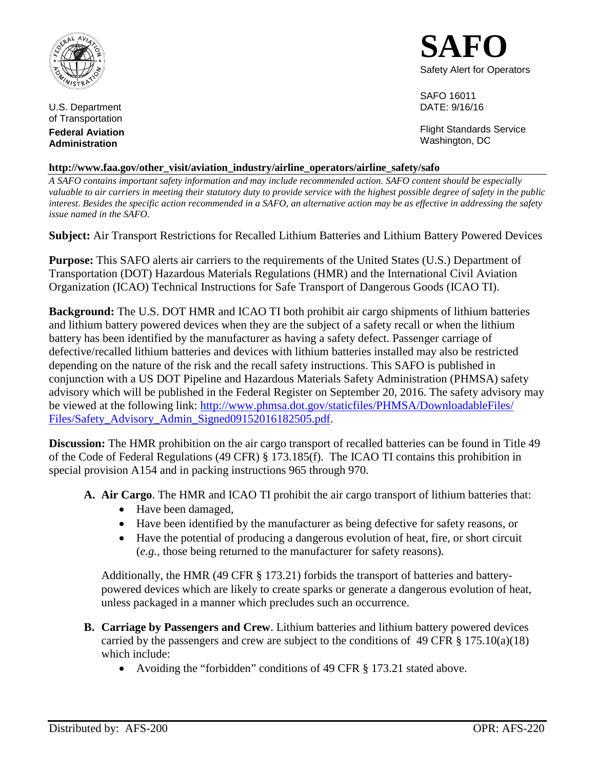U.S. Department of Transportation
**Federal Aviation Administration**

# SAFO

Safety Alert for Operators

SAFO 16011
DATE: 9/16/16

Flight Standards Service
Washington, DC

**http://www.faa.gov/other_visit/aviation_industry/airline_operators/airline_safety/safo**

*A SAFO contains important safety information and may include recommended action. SAFO content should be especially valuable to air carriers in meeting their statutory duty to provide service with the highest possible degree of safety in the public interest. Besides the specific action recommended in a SAFO, an alternative action may be as effective in addressing the safety issue named in the SAFO.*

**Subject:** Air Transport Restrictions for Recalled Lithium Batteries and Lithium Battery Powered Devices

**Purpose:** This SAFO alerts air carriers to the requirements of the United States (U.S.) Department of Transportation (DOT) Hazardous Materials Regulations (HMR) and the International Civil Aviation Organization (ICAO) Technical Instructions for Safe Transport of Dangerous Goods (ICAO TI).

**Background:** The U.S. DOT HMR and ICAO TI both prohibit air cargo shipments of lithium batteries and lithium battery powered devices when they are the subject of a safety recall or when the lithium battery has been identified by the manufacturer as having a safety defect. Passenger carriage of defective/recalled lithium batteries and devices with lithium batteries installed may also be restricted depending on the nature of the risk and the recall safety instructions. This SAFO is published in conjunction with a US DOT Pipeline and Hazardous Materials Safety Administration (PHMSA) safety advisory which will be published in the Federal Register on September 20, 2016. The safety advisory may be viewed at the following link: [http://www.phmsa.dot.gov/staticfiles/PHMSA/DownloadableFiles/Files/Safety_Advisory_Admin_Signed09152016182505.pdf](http://www.phmsa.dot.gov/staticfiles/PHMSA/DownloadableFiles/Files/Safety_Advisory_Admin_Signed09152016182505.pdf).

**Discussion:** The HMR prohibition on the air cargo transport of recalled batteries can be found in Title 49 of the Code of Federal Regulations (49 CFR) § 173.185(f). The ICAO TI contains this prohibition in special provision A154 and in packing instructions 965 through 970.

**A. Air Cargo**. The HMR and ICAO TI prohibit the air cargo transport of lithium batteries that:

- Have been damaged,
- Have been identified by the manufacturer as being defective for safety reasons, or
- Have the potential of producing a dangerous evolution of heat, fire, or short circuit (*e.g.,* those being returned to the manufacturer for safety reasons).

Additionally, the HMR (49 CFR § 173.21) forbids the transport of batteries and battery-powered devices which are likely to create sparks or generate a dangerous evolution of heat, unless packaged in a manner which precludes such an occurrence.

**B. Carriage by Passengers and Crew**. Lithium batteries and lithium battery powered devices carried by the passengers and crew are subject to the conditions of 49 CFR § 175.10(a)(18) which include:

- Avoiding the "forbidden" conditions of 49 CFR § 173.21 stated above.

Distributed by: AFS-200 OPR: AFS-220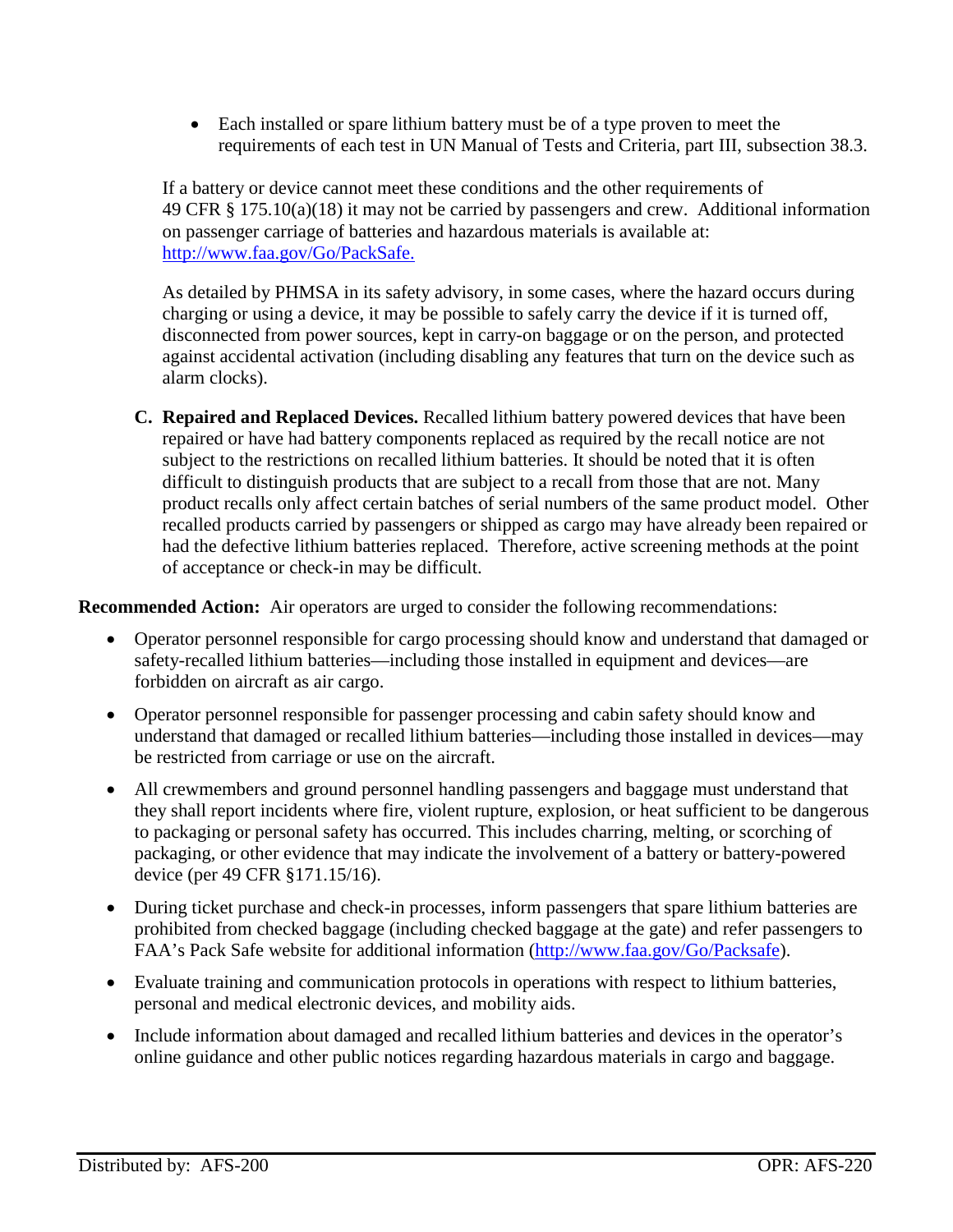- Each installed or spare lithium battery must be of a type proven to meet the requirements of each test in UN Manual of Tests and Criteria, part III, subsection 38.3.

If a battery or device cannot meet these conditions and the other requirements of 49 CFR § 175.10(a)(18) it may not be carried by passengers and crew. Additional information on passenger carriage of batteries and hazardous materials is available at: [http://www.faa.gov/Go/PackSafe.](http://www.faa.gov/Go/PackSafe)

As detailed by PHMSA in its safety advisory, in some cases, where the hazard occurs during charging or using a device, it may be possible to safely carry the device if it is turned off, disconnected from power sources, kept in carry-on baggage or on the person, and protected against accidental activation (including disabling any features that turn on the device such as alarm clocks).

**C. Repaired and Replaced Devices.** Recalled lithium battery powered devices that have been repaired or have had battery components replaced as required by the recall notice are not subject to the restrictions on recalled lithium batteries. It should be noted that it is often difficult to distinguish products that are subject to a recall from those that are not. Many product recalls only affect certain batches of serial numbers of the same product model. Other recalled products carried by passengers or shipped as cargo may have already been repaired or had the defective lithium batteries replaced. Therefore, active screening methods at the point of acceptance or check-in may be difficult.

**Recommended Action:** Air operators are urged to consider the following recommendations:

- Operator personnel responsible for cargo processing should know and understand that damaged or safety-recalled lithium batteries—including those installed in equipment and devices—are forbidden on aircraft as air cargo.
- Operator personnel responsible for passenger processing and cabin safety should know and understand that damaged or recalled lithium batteries—including those installed in devices—may be restricted from carriage or use on the aircraft.
- All crewmembers and ground personnel handling passengers and baggage must understand that they shall report incidents where fire, violent rupture, explosion, or heat sufficient to be dangerous to packaging or personal safety has occurred. This includes charring, melting, or scorching of packaging, or other evidence that may indicate the involvement of a battery or battery-powered device (per 49 CFR §171.15/16).
- During ticket purchase and check-in processes, inform passengers that spare lithium batteries are prohibited from checked baggage (including checked baggage at the gate) and refer passengers to FAA's Pack Safe website for additional information ([http://www.faa.gov/Go/Packsafe](http://www.faa.gov/Go/Packsafe)).
- Evaluate training and communication protocols in operations with respect to lithium batteries, personal and medical electronic devices, and mobility aids.
- Include information about damaged and recalled lithium batteries and devices in the operator's online guidance and other public notices regarding hazardous materials in cargo and baggage.

Distributed by: AFS-200 OPR: AFS-220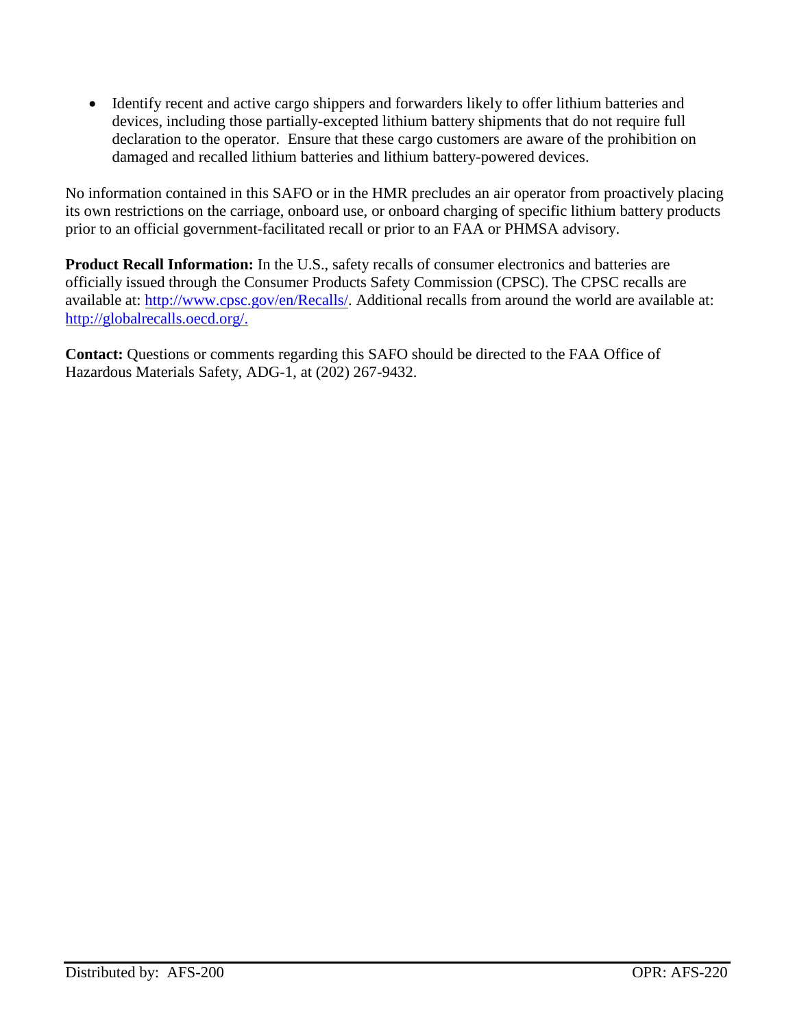- Identify recent and active cargo shippers and forwarders likely to offer lithium batteries and devices, including those partially-excepted lithium battery shipments that do not require full declaration to the operator. Ensure that these cargo customers are aware of the prohibition on damaged and recalled lithium batteries and lithium battery-powered devices.

No information contained in this SAFO or in the HMR precludes an air operator from proactively placing its own restrictions on the carriage, onboard use, or onboard charging of specific lithium battery products prior to an official government-facilitated recall or prior to an FAA or PHMSA advisory.

**Product Recall Information:** In the U.S., safety recalls of consumer electronics and batteries are officially issued through the Consumer Products Safety Commission (CPSC). The CPSC recalls are available at: [http://www.cpsc.gov/en/Recalls/](http://www.cpsc.gov/en/Recalls/). Additional recalls from around the world are available at: [http://globalrecalls.oecd.org/.](http://globalrecalls.oecd.org/)

**Contact:** Questions or comments regarding this SAFO should be directed to the FAA Office of Hazardous Materials Safety, ADG-1, at (202) 267-9432.

Distributed by: AFS-200 OPR: AFS-220